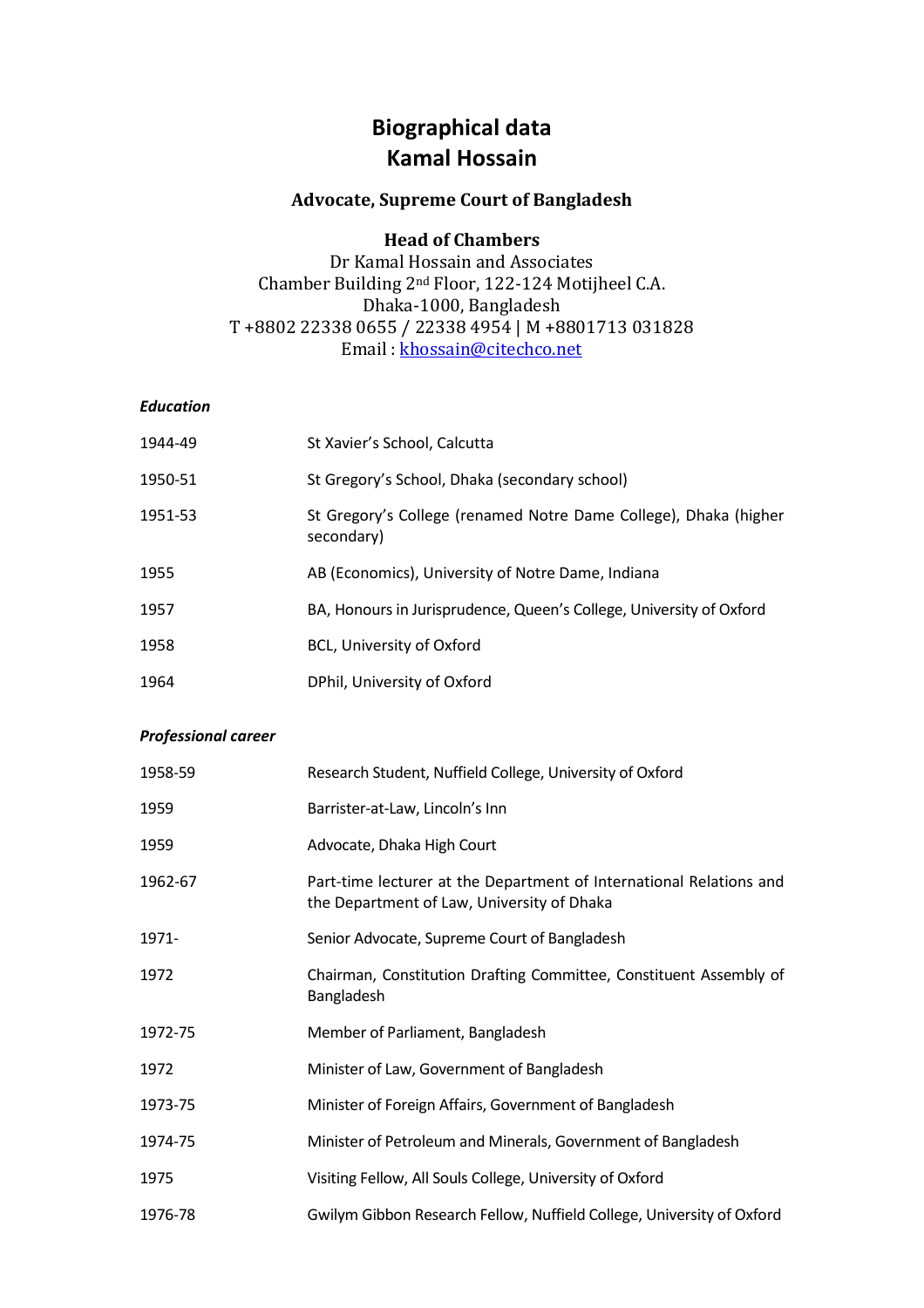# Biographical data
# Kamal Hossain

### Advocate, Supreme Court of Bangladesh

**Head of Chambers**
Dr Kamal Hossain and Associates
Chamber Building 2nd Floor, 122-124 Motijheel C.A.
Dhaka-1000, Bangladesh
T +8802 22338 0655 / 22338 4954 | M +8801713 031828
Email : khossain@citechco.net

***Education***

| | |
|---|---|
| 1944-49 | St Xavier's School, Calcutta |
| 1950-51 | St Gregory's School, Dhaka (secondary school) |
| 1951-53 | St Gregory's College (renamed Notre Dame College), Dhaka (higher secondary) |
| 1955 | AB (Economics), University of Notre Dame, Indiana |
| 1957 | BA, Honours in Jurisprudence, Queen's College, University of Oxford |
| 1958 | BCL, University of Oxford |
| 1964 | DPhil, University of Oxford |

***Professional career***

| | |
|---|---|
| 1958-59 | Research Student, Nuffield College, University of Oxford |
| 1959 | Barrister-at-Law, Lincoln's Inn |
| 1959 | Advocate, Dhaka High Court |
| 1962-67 | Part-time lecturer at the Department of International Relations and the Department of Law, University of Dhaka |
| 1971- | Senior Advocate, Supreme Court of Bangladesh |
| 1972 | Chairman, Constitution Drafting Committee, Constituent Assembly of Bangladesh |
| 1972-75 | Member of Parliament, Bangladesh |
| 1972 | Minister of Law, Government of Bangladesh |
| 1973-75 | Minister of Foreign Affairs, Government of Bangladesh |
| 1974-75 | Minister of Petroleum and Minerals, Government of Bangladesh |
| 1975 | Visiting Fellow, All Souls College, University of Oxford |
| 1976-78 | Gwilym Gibbon Research Fellow, Nuffield College, University of Oxford |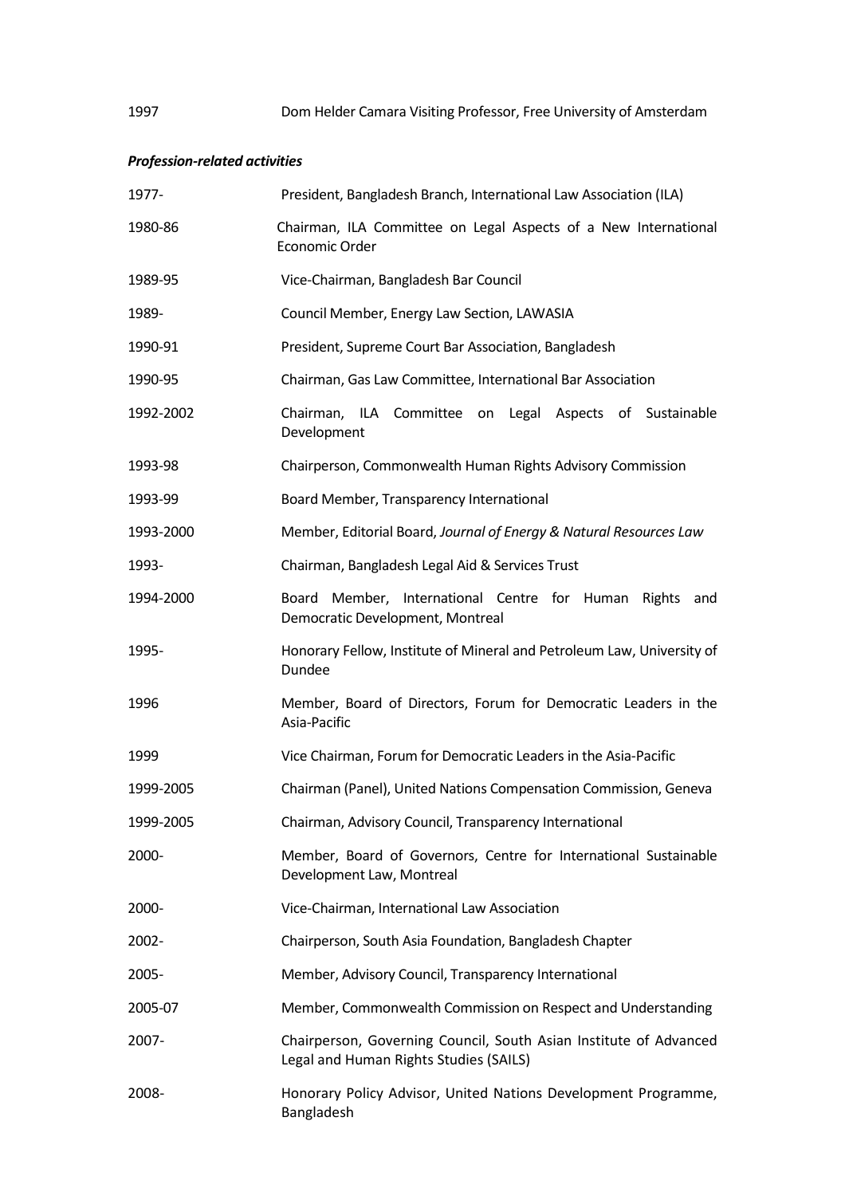| | |
|---|---|
| 1997 | Dom Helder Camara Visiting Professor, Free University of Amsterdam |

***Profession-related activities***

| | |
|---|---|
| 1977- | President, Bangladesh Branch, International Law Association (ILA) |
| 1980-86 | Chairman, ILA Committee on Legal Aspects of a New International Economic Order |
| 1989-95 | Vice-Chairman, Bangladesh Bar Council |
| 1989- | Council Member, Energy Law Section, LAWASIA |
| 1990-91 | President, Supreme Court Bar Association, Bangladesh |
| 1990-95 | Chairman, Gas Law Committee, International Bar Association |
| 1992-2002 | Chairman, ILA Committee on Legal Aspects of Sustainable Development |
| 1993-98 | Chairperson, Commonwealth Human Rights Advisory Commission |
| 1993-99 | Board Member, Transparency International |
| 1993-2000 | Member, Editorial Board, *Journal of Energy & Natural Resources Law* |
| 1993- | Chairman, Bangladesh Legal Aid & Services Trust |
| 1994-2000 | Board Member, International Centre for Human Rights and Democratic Development, Montreal |
| 1995- | Honorary Fellow, Institute of Mineral and Petroleum Law, University of Dundee |
| 1996 | Member, Board of Directors, Forum for Democratic Leaders in the Asia-Pacific |
| 1999 | Vice Chairman, Forum for Democratic Leaders in the Asia-Pacific |
| 1999-2005 | Chairman (Panel), United Nations Compensation Commission, Geneva |
| 1999-2005 | Chairman, Advisory Council, Transparency International |
| 2000- | Member, Board of Governors, Centre for International Sustainable Development Law, Montreal |
| 2000- | Vice-Chairman, International Law Association |
| 2002- | Chairperson, South Asia Foundation, Bangladesh Chapter |
| 2005- | Member, Advisory Council, Transparency International |
| 2005-07 | Member, Commonwealth Commission on Respect and Understanding |
| 2007- | Chairperson, Governing Council, South Asian Institute of Advanced Legal and Human Rights Studies (SAILS) |
| 2008- | Honorary Policy Advisor, United Nations Development Programme, Bangladesh |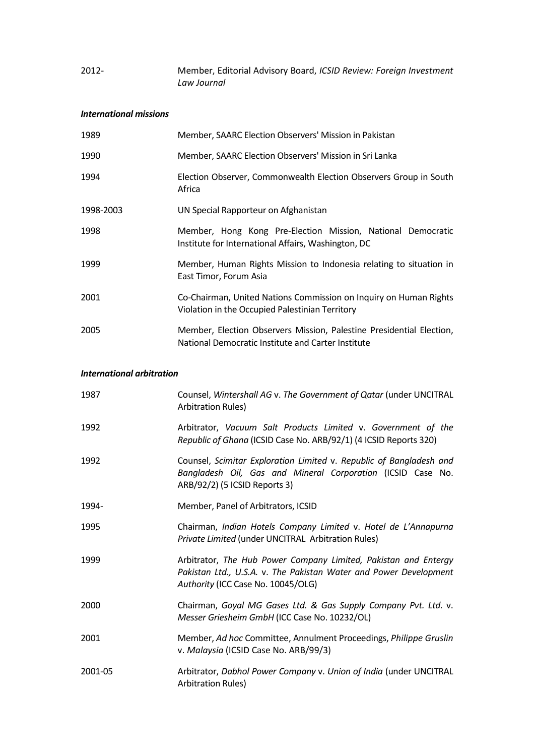2012- Member, Editorial Advisory Board, *ICSID Review: Foreign Investment Law Journal*

### *International missions*

| | |
|---|---|
| 1989 | Member, SAARC Election Observers' Mission in Pakistan |
| 1990 | Member, SAARC Election Observers' Mission in Sri Lanka |
| 1994 | Election Observer, Commonwealth Election Observers Group in South Africa |
| 1998-2003 | UN Special Rapporteur on Afghanistan |
| 1998 | Member, Hong Kong Pre-Election Mission, National Democratic Institute for International Affairs, Washington, DC |
| 1999 | Member, Human Rights Mission to Indonesia relating to situation in East Timor, Forum Asia |
| 2001 | Co-Chairman, United Nations Commission on Inquiry on Human Rights Violation in the Occupied Palestinian Territory |
| 2005 | Member, Election Observers Mission, Palestine Presidential Election, National Democratic Institute and Carter Institute |

### *International arbitration*

| | |
|---|---|
| 1987 | Counsel, *Wintershall AG* v. *The Government of Qatar* (under UNCITRAL Arbitration Rules) |
| 1992 | Arbitrator, *Vacuum Salt Products Limited* v. *Government of the Republic of Ghana* (ICSID Case No. ARB/92/1) (4 ICSID Reports 320) |
| 1992 | Counsel, *Scimitar Exploration Limited* v. *Republic of Bangladesh and Bangladesh Oil, Gas and Mineral Corporation* (ICSID Case No. ARB/92/2) (5 ICSID Reports 3) |
| 1994- | Member, Panel of Arbitrators, ICSID |
| 1995 | Chairman, *Indian Hotels Company Limited* v. *Hotel de L'Annapurna Private Limited* (under UNCITRAL Arbitration Rules) |
| 1999 | Arbitrator, *The Hub Power Company Limited, Pakistan and Entergy Pakistan Ltd., U.S.A.* v. *The Pakistan Water and Power Development Authority* (ICC Case No. 10045/OLG) |
| 2000 | Chairman, *Goyal MG Gases Ltd. & Gas Supply Company Pvt. Ltd.* v. *Messer Griesheim GmbH* (ICC Case No. 10232/OL) |
| 2001 | Member, *Ad hoc* Committee, Annulment Proceedings, *Philippe Gruslin* v. *Malaysia* (ICSID Case No. ARB/99/3) |
| 2001-05 | Arbitrator, *Dabhol Power Company* v. *Union of India* (under UNCITRAL Arbitration Rules) |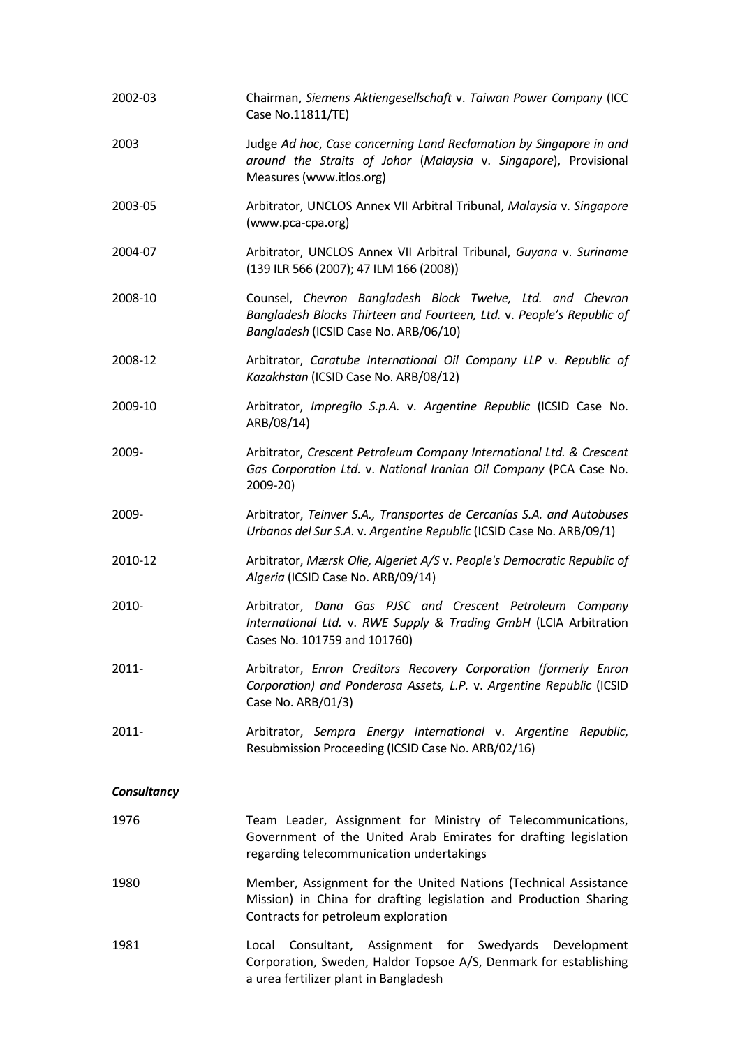| | |
|---|---|
| 2002-03 | Chairman, *Siemens Aktiengesellschaft* v. *Taiwan Power Company* (ICC Case No.11811/TE) |
| 2003 | Judge *Ad hoc*, *Case concerning Land Reclamation by Singapore in and around the Straits of Johor* (*Malaysia* v. *Singapore*), Provisional Measures (www.itlos.org) |
| 2003-05 | Arbitrator, UNCLOS Annex VII Arbitral Tribunal, *Malaysia* v. *Singapore* (www.pca-cpa.org) |
| 2004-07 | Arbitrator, UNCLOS Annex VII Arbitral Tribunal, *Guyana* v. *Suriname* (139 ILR 566 (2007); 47 ILM 166 (2008)) |
| 2008-10 | Counsel, *Chevron Bangladesh Block Twelve, Ltd. and Chevron Bangladesh Blocks Thirteen and Fourteen, Ltd.* v. *People's Republic of Bangladesh* (ICSID Case No. ARB/06/10) |
| 2008-12 | Arbitrator, *Caratube International Oil Company LLP* v. *Republic of Kazakhstan* (ICSID Case No. ARB/08/12) |
| 2009-10 | Arbitrator, *Impregilo S.p.A.* v. *Argentine Republic* (ICSID Case No. ARB/08/14) |
| 2009- | Arbitrator, *Crescent Petroleum Company International Ltd. & Crescent Gas Corporation Ltd.* v. *National Iranian Oil Company* (PCA Case No. 2009-20) |
| 2009- | Arbitrator, *Teinver S.A., Transportes de Cercanías S.A. and Autobuses Urbanos del Sur S.A.* v. *Argentine Republic* (ICSID Case No. ARB/09/1) |
| 2010-12 | Arbitrator, *Mærsk Olie, Algeriet A/S* v. *People's Democratic Republic of Algeria* (ICSID Case No. ARB/09/14) |
| 2010- | Arbitrator, *Dana Gas PJSC and Crescent Petroleum Company International Ltd.* v. *RWE Supply & Trading GmbH* (LCIA Arbitration Cases No. 101759 and 101760) |
| 2011- | Arbitrator, *Enron Creditors Recovery Corporation (formerly Enron Corporation) and Ponderosa Assets, L.P.* v. *Argentine Republic* (ICSID Case No. ARB/01/3) |
| 2011- | Arbitrator, *Sempra Energy International* v. *Argentine Republic*, Resubmission Proceeding (ICSID Case No. ARB/02/16) |

### *Consultancy*

| | |
|---|---|
| 1976 | Team Leader, Assignment for Ministry of Telecommunications, Government of the United Arab Emirates for drafting legislation regarding telecommunication undertakings |
| 1980 | Member, Assignment for the United Nations (Technical Assistance Mission) in China for drafting legislation and Production Sharing Contracts for petroleum exploration |
| 1981 | Local Consultant, Assignment for Swedyards Development Corporation, Sweden, Haldor Topsoe A/S, Denmark for establishing a urea fertilizer plant in Bangladesh |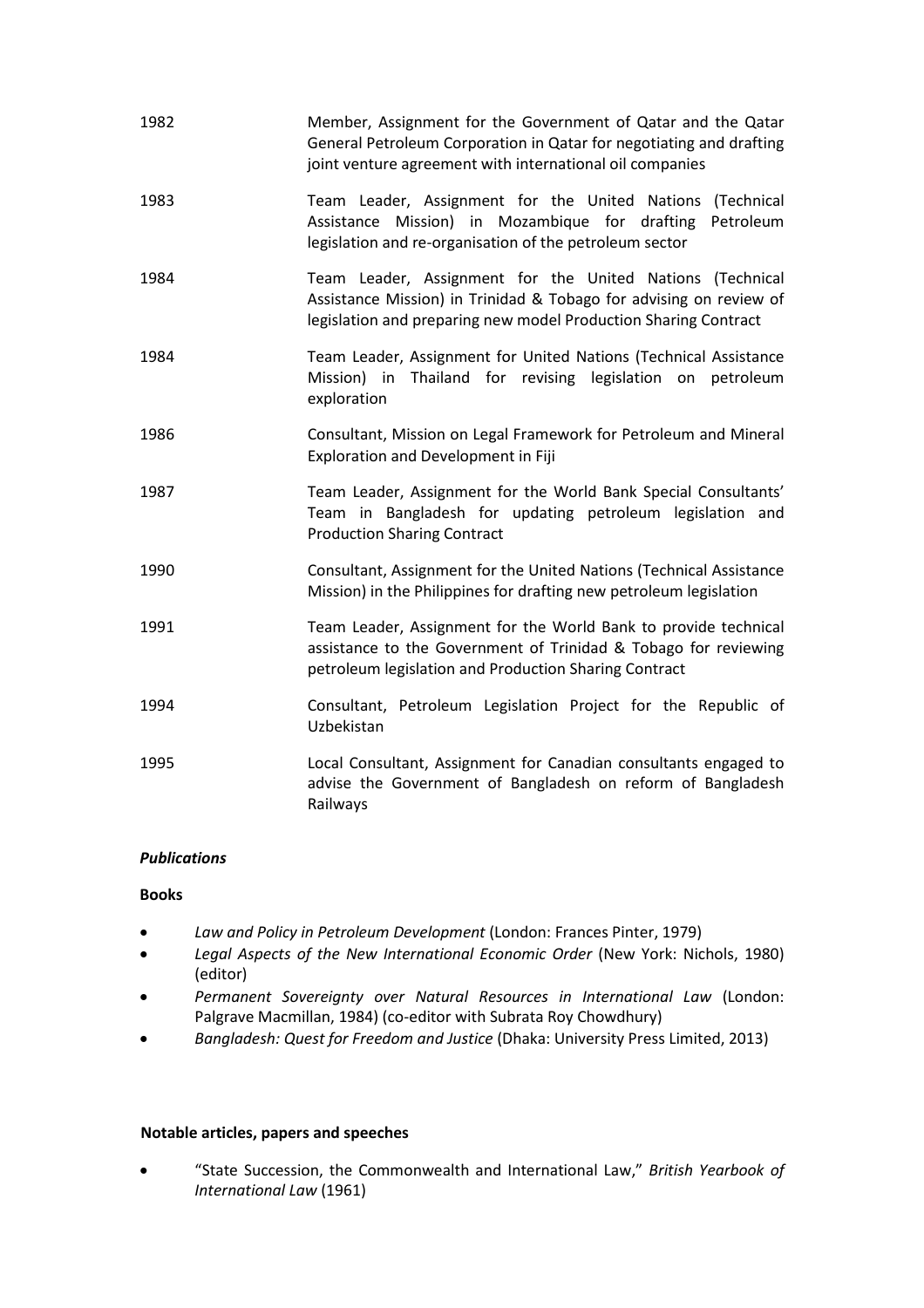| | |
|---|---|
| 1982 | Member, Assignment for the Government of Qatar and the Qatar General Petroleum Corporation in Qatar for negotiating and drafting joint venture agreement with international oil companies |
| 1983 | Team Leader, Assignment for the United Nations (Technical Assistance Mission) in Mozambique for drafting Petroleum legislation and re-organisation of the petroleum sector |
| 1984 | Team Leader, Assignment for the United Nations (Technical Assistance Mission) in Trinidad & Tobago for advising on review of legislation and preparing new model Production Sharing Contract |
| 1984 | Team Leader, Assignment for United Nations (Technical Assistance Mission) in Thailand for revising legislation on petroleum exploration |
| 1986 | Consultant, Mission on Legal Framework for Petroleum and Mineral Exploration and Development in Fiji |
| 1987 | Team Leader, Assignment for the World Bank Special Consultants' Team in Bangladesh for updating petroleum legislation and Production Sharing Contract |
| 1990 | Consultant, Assignment for the United Nations (Technical Assistance Mission) in the Philippines for drafting new petroleum legislation |
| 1991 | Team Leader, Assignment for the World Bank to provide technical assistance to the Government of Trinidad & Tobago for reviewing petroleum legislation and Production Sharing Contract |
| 1994 | Consultant, Petroleum Legislation Project for the Republic of Uzbekistan |
| 1995 | Local Consultant, Assignment for Canadian consultants engaged to advise the Government of Bangladesh on reform of Bangladesh Railways |

***Publications***

**Books**

- *Law and Policy in Petroleum Development* (London: Frances Pinter, 1979)
- *Legal Aspects of the New International Economic Order* (New York: Nichols, 1980) (editor)
- *Permanent Sovereignty over Natural Resources in International Law* (London: Palgrave Macmillan, 1984) (co-editor with Subrata Roy Chowdhury)
- *Bangladesh: Quest for Freedom and Justice* (Dhaka: University Press Limited, 2013)

**Notable articles, papers and speeches**

- "State Succession, the Commonwealth and International Law," *British Yearbook of International Law* (1961)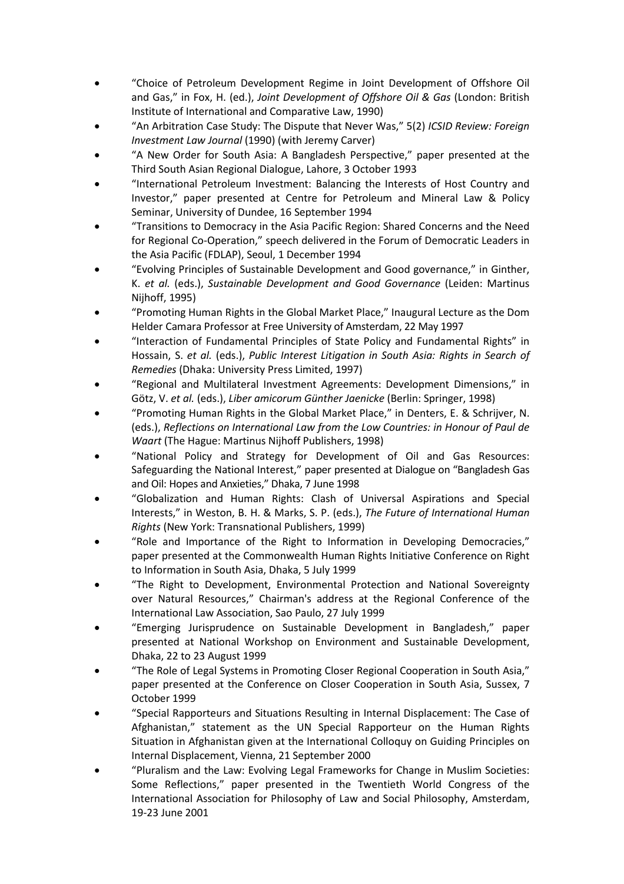- "Choice of Petroleum Development Regime in Joint Development of Offshore Oil and Gas," in Fox, H. (ed.), *Joint Development of Offshore Oil & Gas* (London: British Institute of International and Comparative Law, 1990)
- "An Arbitration Case Study: The Dispute that Never Was," 5(2) *ICSID Review: Foreign Investment Law Journal* (1990) (with Jeremy Carver)
- "A New Order for South Asia: A Bangladesh Perspective," paper presented at the Third South Asian Regional Dialogue, Lahore, 3 October 1993
- "International Petroleum Investment: Balancing the Interests of Host Country and Investor," paper presented at Centre for Petroleum and Mineral Law & Policy Seminar, University of Dundee, 16 September 1994
- "Transitions to Democracy in the Asia Pacific Region: Shared Concerns and the Need for Regional Co-Operation," speech delivered in the Forum of Democratic Leaders in the Asia Pacific (FDLAP), Seoul, 1 December 1994
- "Evolving Principles of Sustainable Development and Good governance," in Ginther, K. *et al.* (eds.), *Sustainable Development and Good Governance* (Leiden: Martinus Nijhoff, 1995)
- "Promoting Human Rights in the Global Market Place," Inaugural Lecture as the Dom Helder Camara Professor at Free University of Amsterdam, 22 May 1997
- "Interaction of Fundamental Principles of State Policy and Fundamental Rights" in Hossain, S. *et al.* (eds.), *Public Interest Litigation in South Asia: Rights in Search of Remedies* (Dhaka: University Press Limited, 1997)
- "Regional and Multilateral Investment Agreements: Development Dimensions," in Götz, V. *et al.* (eds.), *Liber amicorum Günther Jaenicke* (Berlin: Springer, 1998)
- "Promoting Human Rights in the Global Market Place," in Denters, E. & Schrijver, N. (eds.), *Reflections on International Law from the Low Countries: in Honour of Paul de Waart* (The Hague: Martinus Nijhoff Publishers, 1998)
- "National Policy and Strategy for Development of Oil and Gas Resources: Safeguarding the National Interest," paper presented at Dialogue on "Bangladesh Gas and Oil: Hopes and Anxieties," Dhaka, 7 June 1998
- "Globalization and Human Rights: Clash of Universal Aspirations and Special Interests," in Weston, B. H. & Marks, S. P. (eds.), *The Future of International Human Rights* (New York: Transnational Publishers, 1999)
- "Role and Importance of the Right to Information in Developing Democracies," paper presented at the Commonwealth Human Rights Initiative Conference on Right to Information in South Asia, Dhaka, 5 July 1999
- "The Right to Development, Environmental Protection and National Sovereignty over Natural Resources," Chairman's address at the Regional Conference of the International Law Association, Sao Paulo, 27 July 1999
- "Emerging Jurisprudence on Sustainable Development in Bangladesh," paper presented at National Workshop on Environment and Sustainable Development, Dhaka, 22 to 23 August 1999
- "The Role of Legal Systems in Promoting Closer Regional Cooperation in South Asia," paper presented at the Conference on Closer Cooperation in South Asia, Sussex, 7 October 1999
- "Special Rapporteurs and Situations Resulting in Internal Displacement: The Case of Afghanistan," statement as the UN Special Rapporteur on the Human Rights Situation in Afghanistan given at the International Colloquy on Guiding Principles on Internal Displacement, Vienna, 21 September 2000
- "Pluralism and the Law: Evolving Legal Frameworks for Change in Muslim Societies: Some Reflections," paper presented in the Twentieth World Congress of the International Association for Philosophy of Law and Social Philosophy, Amsterdam, 19-23 June 2001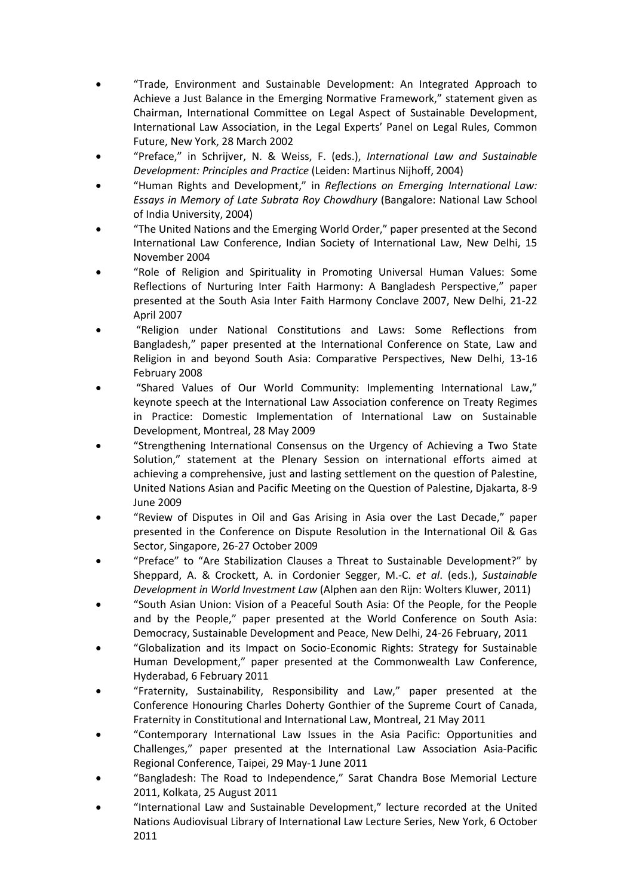- "Trade, Environment and Sustainable Development: An Integrated Approach to Achieve a Just Balance in the Emerging Normative Framework," statement given as Chairman, International Committee on Legal Aspect of Sustainable Development, International Law Association, in the Legal Experts' Panel on Legal Rules, Common Future, New York, 28 March 2002
- "Preface," in Schrijver, N. & Weiss, F. (eds.), *International Law and Sustainable Development: Principles and Practice* (Leiden: Martinus Nijhoff, 2004)
- "Human Rights and Development," in *Reflections on Emerging International Law: Essays in Memory of Late Subrata Roy Chowdhury* (Bangalore: National Law School of India University, 2004)
- "The United Nations and the Emerging World Order," paper presented at the Second International Law Conference, Indian Society of International Law, New Delhi, 15 November 2004
- "Role of Religion and Spirituality in Promoting Universal Human Values: Some Reflections of Nurturing Inter Faith Harmony: A Bangladesh Perspective," paper presented at the South Asia Inter Faith Harmony Conclave 2007, New Delhi, 21-22 April 2007
- "Religion under National Constitutions and Laws: Some Reflections from Bangladesh," paper presented at the International Conference on State, Law and Religion in and beyond South Asia: Comparative Perspectives, New Delhi, 13-16 February 2008
- "Shared Values of Our World Community: Implementing International Law," keynote speech at the International Law Association conference on Treaty Regimes in Practice: Domestic Implementation of International Law on Sustainable Development, Montreal, 28 May 2009
- "Strengthening International Consensus on the Urgency of Achieving a Two State Solution," statement at the Plenary Session on international efforts aimed at achieving a comprehensive, just and lasting settlement on the question of Palestine, United Nations Asian and Pacific Meeting on the Question of Palestine, Djakarta, 8-9 June 2009
- "Review of Disputes in Oil and Gas Arising in Asia over the Last Decade," paper presented in the Conference on Dispute Resolution in the International Oil & Gas Sector, Singapore, 26-27 October 2009
- "Preface" to "Are Stabilization Clauses a Threat to Sustainable Development?" by Sheppard, A. & Crockett, A. in Cordonier Segger, M.-C. *et al*. (eds.), *Sustainable Development in World Investment Law* (Alphen aan den Rijn: Wolters Kluwer, 2011)
- "South Asian Union: Vision of a Peaceful South Asia: Of the People, for the People and by the People," paper presented at the World Conference on South Asia: Democracy, Sustainable Development and Peace, New Delhi, 24-26 February, 2011
- "Globalization and its Impact on Socio-Economic Rights: Strategy for Sustainable Human Development," paper presented at the Commonwealth Law Conference, Hyderabad, 6 February 2011
- "Fraternity, Sustainability, Responsibility and Law," paper presented at the Conference Honouring Charles Doherty Gonthier of the Supreme Court of Canada, Fraternity in Constitutional and International Law, Montreal, 21 May 2011
- "Contemporary International Law Issues in the Asia Pacific: Opportunities and Challenges," paper presented at the International Law Association Asia-Pacific Regional Conference, Taipei, 29 May-1 June 2011
- "Bangladesh: The Road to Independence," Sarat Chandra Bose Memorial Lecture 2011, Kolkata, 25 August 2011
- "International Law and Sustainable Development," lecture recorded at the United Nations Audiovisual Library of International Law Lecture Series, New York, 6 October 2011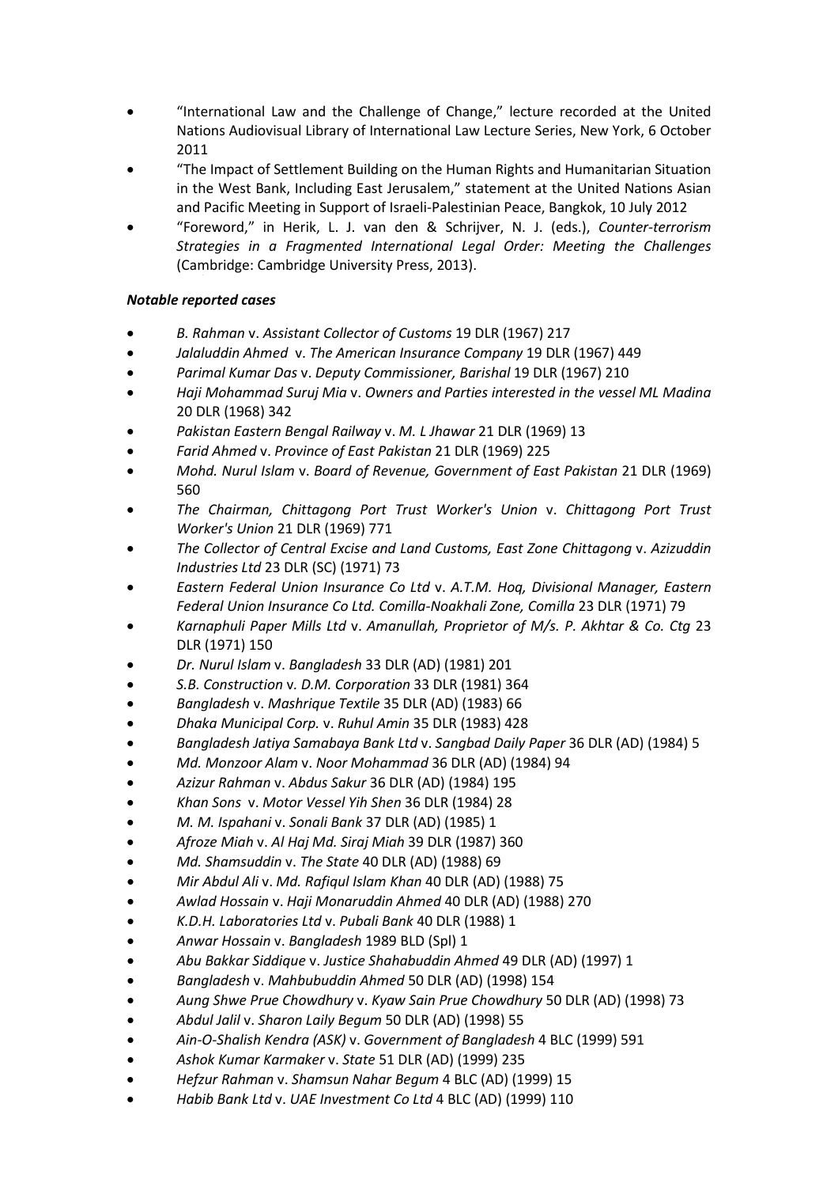- "International Law and the Challenge of Change," lecture recorded at the United Nations Audiovisual Library of International Law Lecture Series, New York, 6 October 2011
- "The Impact of Settlement Building on the Human Rights and Humanitarian Situation in the West Bank, Including East Jerusalem," statement at the United Nations Asian and Pacific Meeting in Support of Israeli-Palestinian Peace, Bangkok, 10 July 2012
- "Foreword," in Herik, L. J. van den & Schrijver, N. J. (eds.), *Counter-terrorism Strategies in a Fragmented International Legal Order: Meeting the Challenges* (Cambridge: Cambridge University Press, 2013).

***Notable reported cases***

- *B. Rahman* v. *Assistant Collector of Customs* 19 DLR (1967) 217
- *Jalaluddin Ahmed* v. *The American Insurance Company* 19 DLR (1967) 449
- *Parimal Kumar Das* v. *Deputy Commissioner, Barishal* 19 DLR (1967) 210
- *Haji Mohammad Suruj Mia* v. *Owners and Parties interested in the vessel ML Madina* 20 DLR (1968) 342
- *Pakistan Eastern Bengal Railway* v. *M. L Jhawar* 21 DLR (1969) 13
- *Farid Ahmed* v. *Province of East Pakistan* 21 DLR (1969) 225
- *Mohd. Nurul Islam* v. *Board of Revenue, Government of East Pakistan* 21 DLR (1969) 560
- *The Chairman, Chittagong Port Trust Worker's Union* v. *Chittagong Port Trust Worker's Union* 21 DLR (1969) 771
- *The Collector of Central Excise and Land Customs, East Zone Chittagong* v. *Azizuddin Industries Ltd* 23 DLR (SC) (1971) 73
- *Eastern Federal Union Insurance Co Ltd* v. *A.T.M. Hoq, Divisional Manager, Eastern Federal Union Insurance Co Ltd. Comilla-Noakhali Zone, Comilla* 23 DLR (1971) 79
- *Karnaphuli Paper Mills Ltd* v. *Amanullah, Proprietor of M/s. P. Akhtar & Co. Ctg* 23 DLR (1971) 150
- *Dr. Nurul Islam* v. *Bangladesh* 33 DLR (AD) (1981) 201
- *S.B. Construction* v. *D.M. Corporation* 33 DLR (1981) 364
- *Bangladesh* v. *Mashrique Textile* 35 DLR (AD) (1983) 66
- *Dhaka Municipal Corp.* v. *Ruhul Amin* 35 DLR (1983) 428
- *Bangladesh Jatiya Samabaya Bank Ltd* v. *Sangbad Daily Paper* 36 DLR (AD) (1984) 5
- *Md. Monzoor Alam* v. *Noor Mohammad* 36 DLR (AD) (1984) 94
- *Azizur Rahman* v. *Abdus Sakur* 36 DLR (AD) (1984) 195
- *Khan Sons* v. *Motor Vessel Yih Shen* 36 DLR (1984) 28
- *M. M. Ispahani* v. *Sonali Bank* 37 DLR (AD) (1985) 1
- *Afroze Miah* v. *Al Haj Md. Siraj Miah* 39 DLR (1987) 360
- *Md. Shamsuddin* v. *The State* 40 DLR (AD) (1988) 69
- *Mir Abdul Ali* v. *Md. Rafiqul Islam Khan* 40 DLR (AD) (1988) 75
- *Awlad Hossain* v. *Haji Monaruddin Ahmed* 40 DLR (AD) (1988) 270
- *K.D.H. Laboratories Ltd* v. *Pubali Bank* 40 DLR (1988) 1
- *Anwar Hossain* v. *Bangladesh* 1989 BLD (Spl) 1
- *Abu Bakkar Siddique* v. *Justice Shahabuddin Ahmed* 49 DLR (AD) (1997) 1
- *Bangladesh* v. *Mahbubuddin Ahmed* 50 DLR (AD) (1998) 154
- *Aung Shwe Prue Chowdhury* v. *Kyaw Sain Prue Chowdhury* 50 DLR (AD) (1998) 73
- *Abdul Jalil* v. *Sharon Laily Begum* 50 DLR (AD) (1998) 55
- *Ain-O-Shalish Kendra (ASK)* v. *Government of Bangladesh* 4 BLC (1999) 591
- *Ashok Kumar Karmaker* v. *State* 51 DLR (AD) (1999) 235
- *Hefzur Rahman* v. *Shamsun Nahar Begum* 4 BLC (AD) (1999) 15
- *Habib Bank Ltd* v. *UAE Investment Co Ltd* 4 BLC (AD) (1999) 110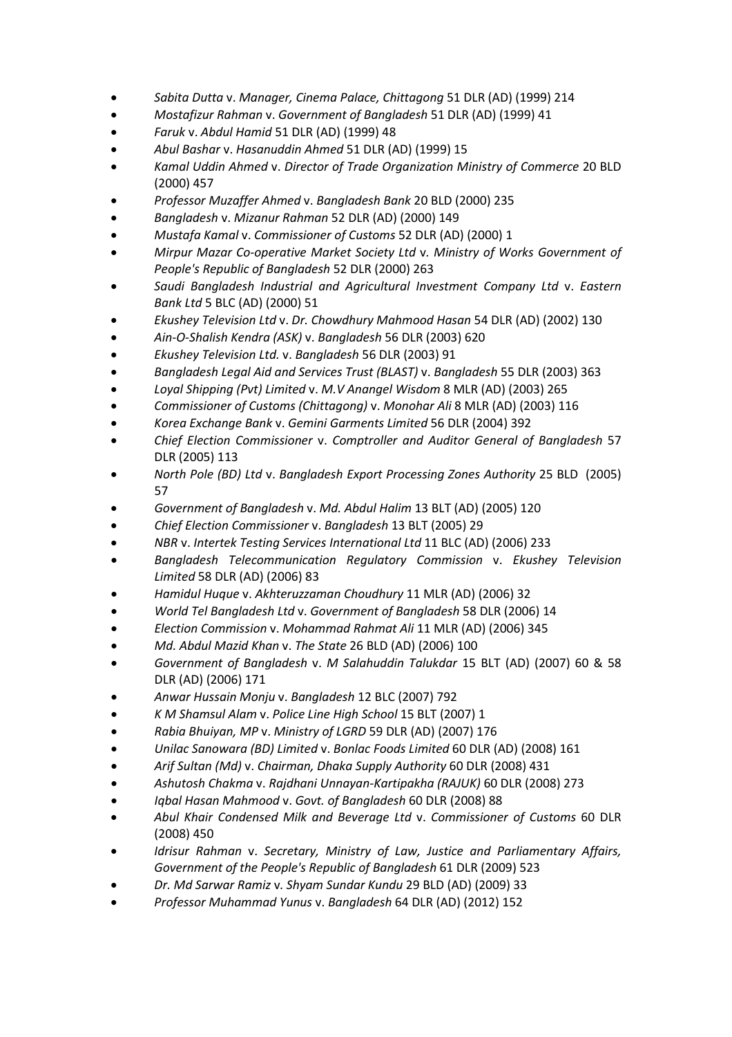- *Sabita Dutta* v. *Manager, Cinema Palace, Chittagong* 51 DLR (AD) (1999) 214
- *Mostafizur Rahman* v. *Government of Bangladesh* 51 DLR (AD) (1999) 41
- *Faruk* v. *Abdul Hamid* 51 DLR (AD) (1999) 48
- *Abul Bashar* v. *Hasanuddin Ahmed* 51 DLR (AD) (1999) 15
- *Kamal Uddin Ahmed* v. *Director of Trade Organization Ministry of Commerce* 20 BLD (2000) 457
- *Professor Muzaffer Ahmed* v. *Bangladesh Bank* 20 BLD (2000) 235
- *Bangladesh* v. *Mizanur Rahman* 52 DLR (AD) (2000) 149
- *Mustafa Kamal* v. *Commissioner of Customs* 52 DLR (AD) (2000) 1
- *Mirpur Mazar Co-operative Market Society Ltd* v. *Ministry of Works Government of People's Republic of Bangladesh* 52 DLR (2000) 263
- *Saudi Bangladesh Industrial and Agricultural Investment Company Ltd* v. *Eastern Bank Ltd* 5 BLC (AD) (2000) 51
- *Ekushey Television Ltd* v. *Dr. Chowdhury Mahmood Hasan* 54 DLR (AD) (2002) 130
- *Ain-O-Shalish Kendra (ASK)* v. *Bangladesh* 56 DLR (2003) 620
- *Ekushey Television Ltd.* v. *Bangladesh* 56 DLR (2003) 91
- *Bangladesh Legal Aid and Services Trust (BLAST)* v. *Bangladesh* 55 DLR (2003) 363
- *Loyal Shipping (Pvt) Limited* v. *M.V Anangel Wisdom* 8 MLR (AD) (2003) 265
- *Commissioner of Customs (Chittagong)* v. *Monohar Ali* 8 MLR (AD) (2003) 116
- *Korea Exchange Bank* v. *Gemini Garments Limited* 56 DLR (2004) 392
- *Chief Election Commissioner* v. *Comptroller and Auditor General of Bangladesh* 57 DLR (2005) 113
- *North Pole (BD) Ltd* v. *Bangladesh Export Processing Zones Authority* 25 BLD (2005) 57
- *Government of Bangladesh* v. *Md. Abdul Halim* 13 BLT (AD) (2005) 120
- *Chief Election Commissioner* v. *Bangladesh* 13 BLT (2005) 29
- *NBR* v. *Intertek Testing Services International Ltd* 11 BLC (AD) (2006) 233
- *Bangladesh Telecommunication Regulatory Commission* v. *Ekushey Television Limited* 58 DLR (AD) (2006) 83
- *Hamidul Huque* v. *Akhteruzzaman Choudhury* 11 MLR (AD) (2006) 32
- *World Tel Bangladesh Ltd* v. *Government of Bangladesh* 58 DLR (2006) 14
- *Election Commission* v. *Mohammad Rahmat Ali* 11 MLR (AD) (2006) 345
- *Md. Abdul Mazid Khan* v. *The State* 26 BLD (AD) (2006) 100
- *Government of Bangladesh* v. *M Salahuddin Talukdar* 15 BLT (AD) (2007) 60 & 58 DLR (AD) (2006) 171
- *Anwar Hussain Monju* v. *Bangladesh* 12 BLC (2007) 792
- *K M Shamsul Alam* v. *Police Line High School* 15 BLT (2007) 1
- *Rabia Bhuiyan, MP* v. *Ministry of LGRD* 59 DLR (AD) (2007) 176
- *Unilac Sanowara (BD) Limited* v. *Bonlac Foods Limited* 60 DLR (AD) (2008) 161
- *Arif Sultan (Md)* v. *Chairman, Dhaka Supply Authority* 60 DLR (2008) 431
- *Ashutosh Chakma* v. *Rajdhani Unnayan-Kartipakha (RAJUK)* 60 DLR (2008) 273
- *Iqbal Hasan Mahmood* v. *Govt. of Bangladesh* 60 DLR (2008) 88
- *Abul Khair Condensed Milk and Beverage Ltd* v. *Commissioner of Customs* 60 DLR (2008) 450
- *Idrisur Rahman* v. *Secretary, Ministry of Law, Justice and Parliamentary Affairs, Government of the People's Republic of Bangladesh* 61 DLR (2009) 523
- *Dr. Md Sarwar Ramiz* v. *Shyam Sundar Kundu* 29 BLD (AD) (2009) 33
- *Professor Muhammad Yunus* v. *Bangladesh* 64 DLR (AD) (2012) 152